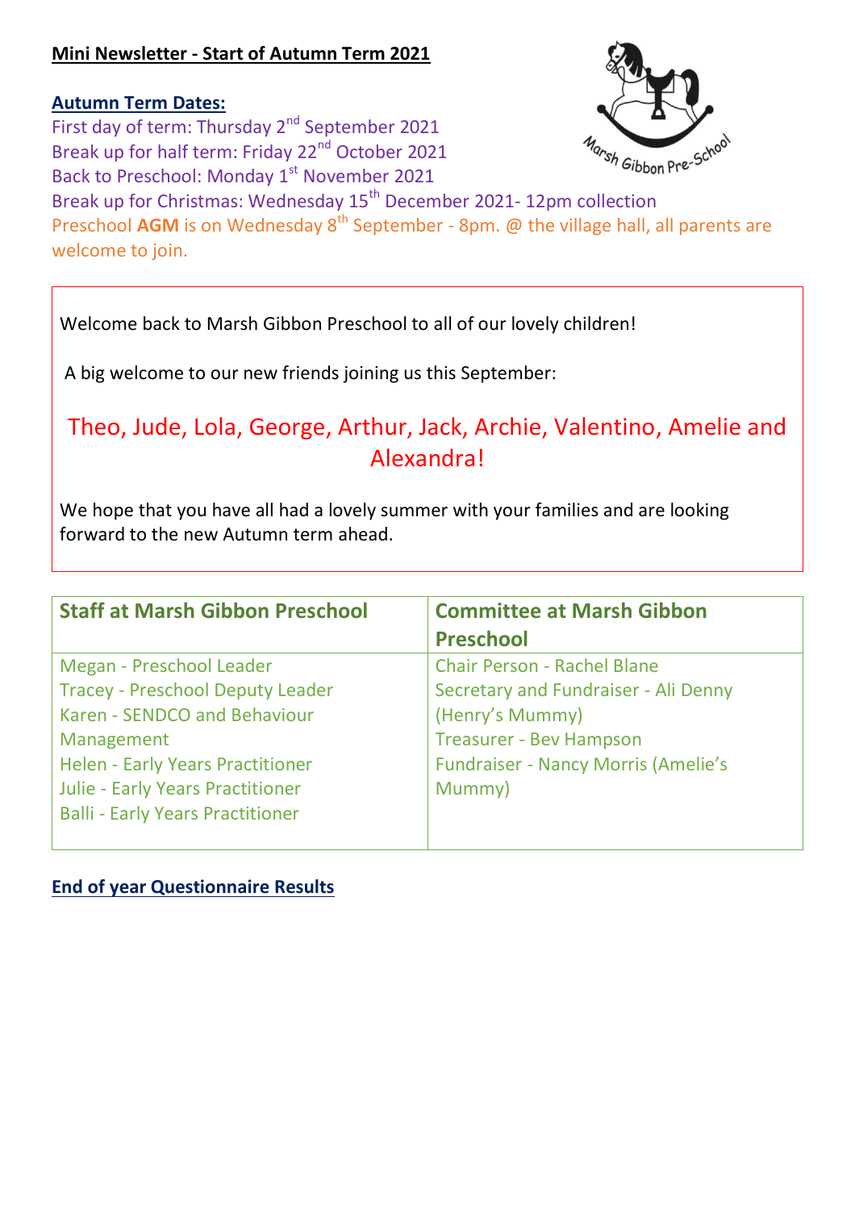**Mini Newsletter - Start of Autumn Term 2021**

**Autumn Term Dates:**

First day of term: Thursday 2nd September 2021
Break up for half term: Friday 22nd October 2021
Back to Preschool: Monday 1st November 2021
Break up for Christmas: Wednesday 15th December 2021- 12pm collection
Preschool **AGM** is on Wednesday 8th September - 8pm. @ the village hall, all parents are welcome to join.

Welcome back to Marsh Gibbon Preschool to all of our lovely children!

A big welcome to our new friends joining us this September:

Theo, Jude, Lola, George, Arthur, Jack, Archie, Valentino, Amelie and Alexandra!

We hope that you have all had a lovely summer with your families and are looking forward to the new Autumn term ahead.

| Staff at Marsh Gibbon Preschool | Committee at Marsh Gibbon Preschool |
| --- | --- |
| Megan - Preschool Leader<br>Tracey - Preschool Deputy Leader<br>Karen - SENDCO and Behaviour Management<br>Helen - Early Years Practitioner<br>Julie - Early Years Practitioner<br>Balli - Early Years Practitioner | Chair Person - Rachel Blane<br>Secretary and Fundraiser - Ali Denny (Henry's Mummy)<br>Treasurer - Bev Hampson<br>Fundraiser - Nancy Morris (Amelie's Mummy) |

**End of year Questionnaire Results**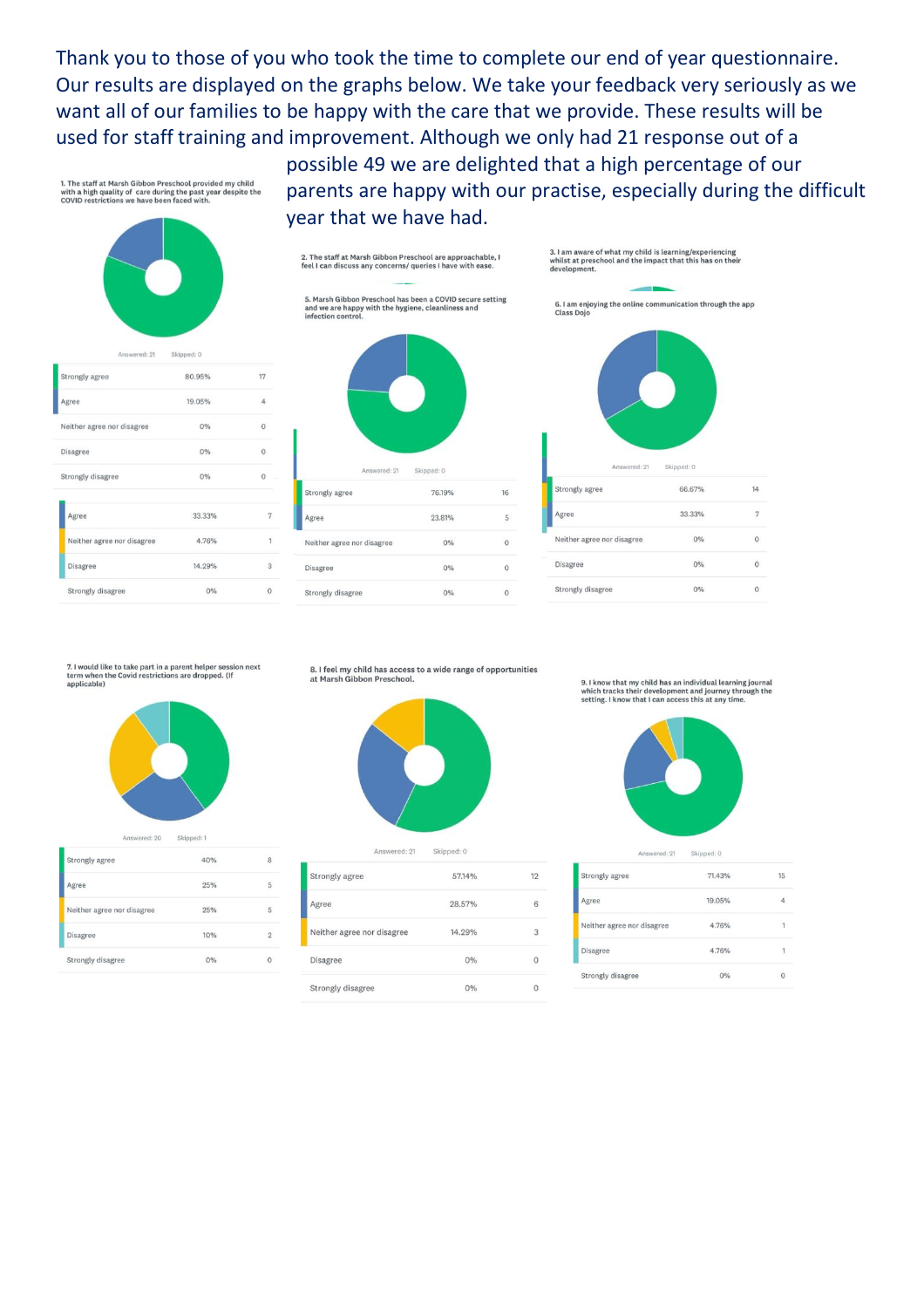Thank you to those of you who took the time to complete our end of year questionnaire. Our results are displayed on the graphs below. We take your feedback very seriously as we want all of our families to be happy with the care that we provide. These results will be used for staff training and improvement. Although we only had 21 response out of a possible 49 we are delighted that a high percentage of our parents are happy with our practise, especially during the difficult year that we have had.

**1. The staff at Marsh Gibbon Preschool provided my child with a high quality of care during the past year despite the COVID restrictions we have been faced with.**

Answered: 21 Skipped: 0

| | | |
|---|---|---|
| Strongly agree | 80.95% | 17 |
| Agree | 19.05% | 4 |
| Neither agree nor disagree | 0% | 0 |
| Disagree | 0% | 0 |
| Strongly disagree | 0% | 0 |

| | | |
|---|---|---|
| Agree | 33.33% | 7 |
| Neither agree nor disagree | 4.76% | 1 |
| Disagree | 14.29% | 3 |
| Strongly disagree | 0% | 0 |

**2. The staff at Marsh Gibbon Preschool are approachable, I feel I can discuss any concerns/ queries I have with ease.**

**3. I am aware of what my child is learning/experiencing whilst at preschool and the impact that this has on their development.**

**5. Marsh Gibbon Preschool has been a COVID secure setting and we are happy with the hygiene, cleanliness and infection control.**

Answered: 21 Skipped: 0

| | | |
|---|---|---|
| Strongly agree | 76.19% | 16 |
| Agree | 23.81% | 5 |
| Neither agree nor disagree | 0% | 0 |
| Disagree | 0% | 0 |
| Strongly disagree | 0% | 0 |

**6. I am enjoying the online communication through the app Class Dojo**

Answered: 21 Skipped: 0

| | | |
|---|---|---|
| Strongly agree | 66.67% | 14 |
| Agree | 33.33% | 7 |
| Neither agree nor disagree | 0% | 0 |
| Disagree | 0% | 0 |
| Strongly disagree | 0% | 0 |

**7. I would like to take part in a parent helper session next term when the Covid restrictions are dropped. (If applicable)**

Answered: 20 Skipped: 1

| | | |
|---|---|---|
| Strongly agree | 40% | 8 |
| Agree | 25% | 5 |
| Neither agree nor disagree | 25% | 5 |
| Disagree | 10% | 2 |
| Strongly disagree | 0% | 0 |

**8. I feel my child has access to a wide range of opportunities at Marsh Gibbon Preschool.**

Answered: 21 Skipped: 0

| | | |
|---|---|---|
| Strongly agree | 57.14% | 12 |
| Agree | 28.57% | 6 |
| Neither agree nor disagree | 14.29% | 3 |
| Disagree | 0% | 0 |
| Strongly disagree | 0% | 0 |

**9. I know that my child has an individual learning journal which tracks their development and journey through the setting. I know that I can access this at any time.**

Answered: 21 Skipped: 0

| | | |
|---|---|---|
| Strongly agree | 71.43% | 15 |
| Agree | 19.05% | 4 |
| Neither agree nor disagree | 4.76% | 1 |
| Disagree | 4.76% | 1 |
| Strongly disagree | 0% | 0 |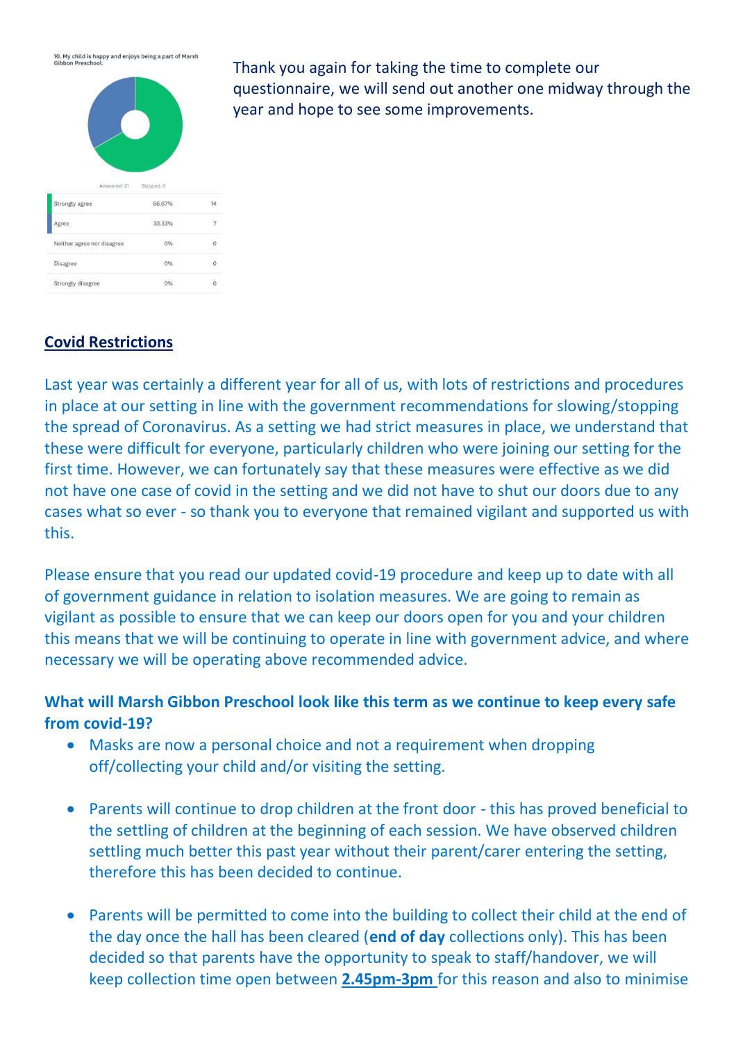10. My child is happy and enjoys being a part of Marsh Gibbon Preschool.

Answered: 21 Skipped: 0

| | | |
|---|---|---|
| Strongly agree | 66.67% | 14 |
| Agree | 33.33% | 7 |
| Neither agree nor disagree | 0% | 0 |
| Disagree | 0% | 0 |
| Strongly disagree | 0% | 0 |

Thank you again for taking the time to complete our questionnaire, we will send out another one midway through the year and hope to see some improvements.

## Covid Restrictions

Last year was certainly a different year for all of us, with lots of restrictions and procedures in place at our setting in line with the government recommendations for slowing/stopping the spread of Coronavirus. As a setting we had strict measures in place, we understand that these were difficult for everyone, particularly children who were joining our setting for the first time. However, we can fortunately say that these measures were effective as we did not have one case of covid in the setting and we did not have to shut our doors due to any cases what so ever - so thank you to everyone that remained vigilant and supported us with this.

Please ensure that you read our updated covid-19 procedure and keep up to date with all of government guidance in relation to isolation measures. We are going to remain as vigilant as possible to ensure that we can keep our doors open for you and your children this means that we will be continuing to operate in line with government advice, and where necessary we will be operating above recommended advice.

### What will Marsh Gibbon Preschool look like this term as we continue to keep every safe from covid-19?

- Masks are now a personal choice and not a requirement when dropping off/collecting your child and/or visiting the setting.

- Parents will continue to drop children at the front door - this has proved beneficial to the settling of children at the beginning of each session. We have observed children settling much better this past year without their parent/carer entering the setting, therefore this has been decided to continue.

- Parents will be permitted to come into the building to collect their child at the end of the day once the hall has been cleared (**end of day** collections only). This has been decided so that parents have the opportunity to speak to staff/handover, we will keep collection time open between **2.45pm-3pm** for this reason and also to minimise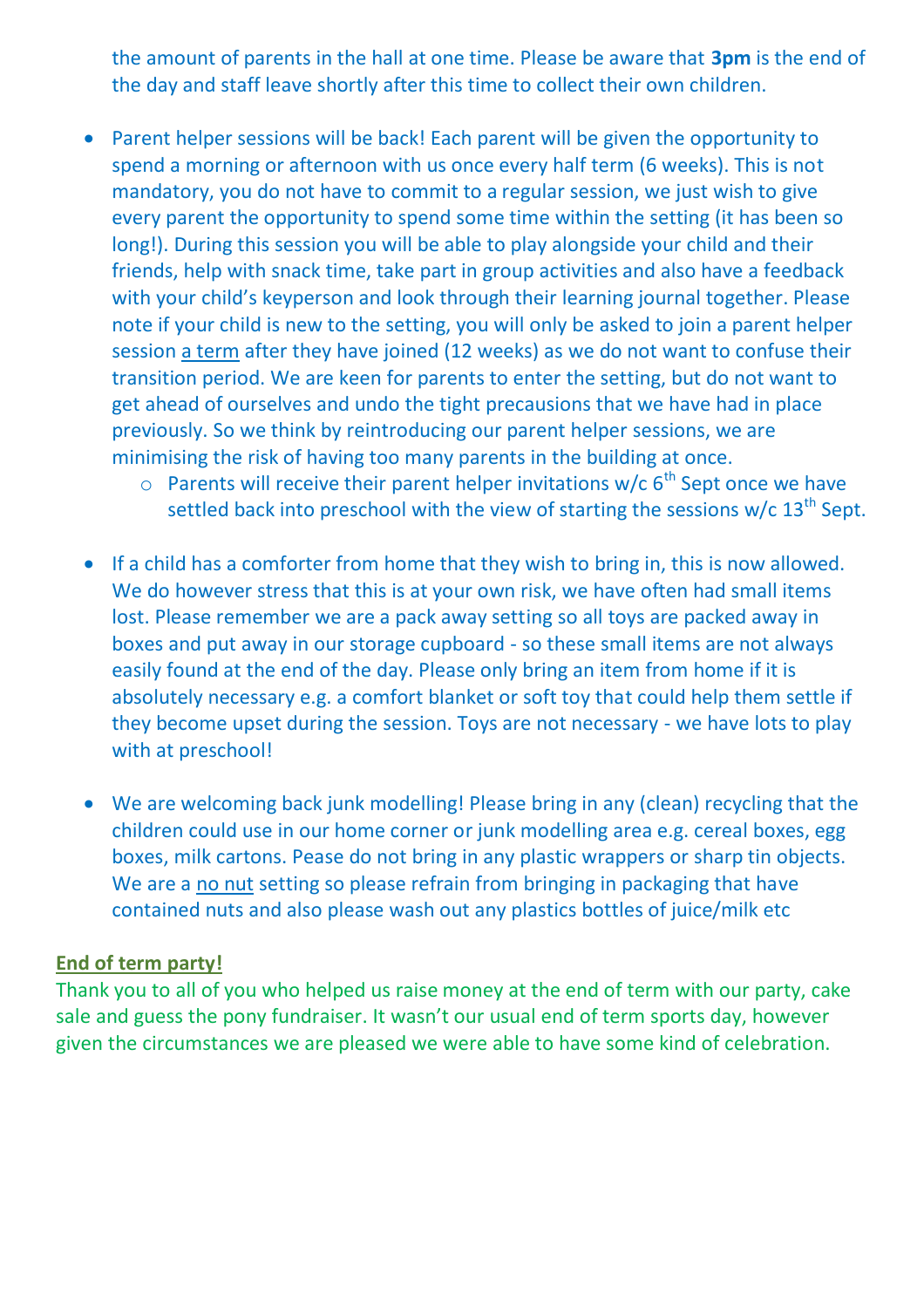the amount of parents in the hall at one time. Please be aware that **3pm** is the end of the day and staff leave shortly after this time to collect their own children.

- Parent helper sessions will be back! Each parent will be given the opportunity to spend a morning or afternoon with us once every half term (6 weeks). This is not mandatory, you do not have to commit to a regular session, we just wish to give every parent the opportunity to spend some time within the setting (it has been so long!). During this session you will be able to play alongside your child and their friends, help with snack time, take part in group activities and also have a feedback with your child's keyperson and look through their learning journal together. Please note if your child is new to the setting, you will only be asked to join a parent helper session <u>a term</u> after they have joined (12 weeks) as we do not want to confuse their transition period. We are keen for parents to enter the setting, but do not want to get ahead of ourselves and undo the tight precausions that we have had in place previously. So we think by reintroducing our parent helper sessions, we are minimising the risk of having too many parents in the building at once.
    - Parents will receive their parent helper invitations w/c 6th Sept once we have settled back into preschool with the view of starting the sessions w/c 13th Sept.

- If a child has a comforter from home that they wish to bring in, this is now allowed. We do however stress that this is at your own risk, we have often had small items lost. Please remember we are a pack away setting so all toys are packed away in boxes and put away in our storage cupboard - so these small items are not always easily found at the end of the day. Please only bring an item from home if it is absolutely necessary e.g. a comfort blanket or soft toy that could help them settle if they become upset during the session. Toys are not necessary - we have lots to play with at preschool!

- We are welcoming back junk modelling! Please bring in any (clean) recycling that the children could use in our home corner or junk modelling area e.g. cereal boxes, egg boxes, milk cartons. Pease do not bring in any plastic wrappers or sharp tin objects. We are a <u>no nut</u> setting so please refrain from bringing in packaging that have contained nuts and also please wash out any plastics bottles of juice/milk etc

**<u>End of term party!</u>**

Thank you to all of you who helped us raise money at the end of term with our party, cake sale and guess the pony fundraiser. It wasn't our usual end of term sports day, however given the circumstances we are pleased we were able to have some kind of celebration.